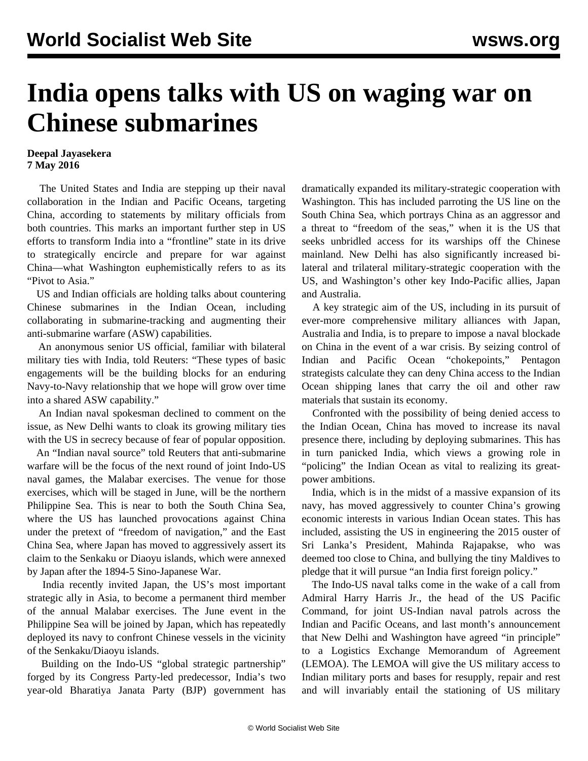# India opens talks with US on waging war on Chinese submarines

**Deepal Jayasekera**
**7 May 2016**

The United States and India are stepping up their naval collaboration in the Indian and Pacific Oceans, targeting China, according to statements by military officials from both countries. This marks an important further step in US efforts to transform India into a "frontline" state in its drive to strategically encircle and prepare for war against China—what Washington euphemistically refers to as its "Pivot to Asia."

US and Indian officials are holding talks about countering Chinese submarines in the Indian Ocean, including collaborating in submarine-tracking and augmenting their anti-submarine warfare (ASW) capabilities.

An anonymous senior US official, familiar with bilateral military ties with India, told Reuters: "These types of basic engagements will be the building blocks for an enduring Navy-to-Navy relationship that we hope will grow over time into a shared ASW capability."

An Indian naval spokesman declined to comment on the issue, as New Delhi wants to cloak its growing military ties with the US in secrecy because of fear of popular opposition.

An "Indian naval source" told Reuters that anti-submarine warfare will be the focus of the next round of joint Indo-US naval games, the Malabar exercises. The venue for those exercises, which will be staged in June, will be the northern Philippine Sea. This is near to both the South China Sea, where the US has launched provocations against China under the pretext of "freedom of navigation," and the East China Sea, where Japan has moved to aggressively assert its claim to the Senkaku or Diaoyu islands, which were annexed by Japan after the 1894-5 Sino-Japanese War.

India recently invited Japan, the US's most important strategic ally in Asia, to become a permanent third member of the annual Malabar exercises. The June event in the Philippine Sea will be joined by Japan, which has repeatedly deployed its navy to confront Chinese vessels in the vicinity of the Senkaku/Diaoyu islands.

Building on the Indo-US "global strategic partnership" forged by its Congress Party-led predecessor, India's two year-old Bharatiya Janata Party (BJP) government has dramatically expanded its military-strategic cooperation with Washington. This has included parroting the US line on the South China Sea, which portrays China as an aggressor and a threat to "freedom of the seas," when it is the US that seeks unbridled access for its warships off the Chinese mainland. New Delhi has also significantly increased bi-lateral and trilateral military-strategic cooperation with the US, and Washington's other key Indo-Pacific allies, Japan and Australia.

A key strategic aim of the US, including in its pursuit of ever-more comprehensive military alliances with Japan, Australia and India, is to prepare to impose a naval blockade on China in the event of a war crisis. By seizing control of Indian and Pacific Ocean "chokepoints," Pentagon strategists calculate they can deny China access to the Indian Ocean shipping lanes that carry the oil and other raw materials that sustain its economy.

Confronted with the possibility of being denied access to the Indian Ocean, China has moved to increase its naval presence there, including by deploying submarines. This has in turn panicked India, which views a growing role in "policing" the Indian Ocean as vital to realizing its great-power ambitions.

India, which is in the midst of a massive expansion of its navy, has moved aggressively to counter China's growing economic interests in various Indian Ocean states. This has included, assisting the US in engineering the 2015 ouster of Sri Lanka's President, Mahinda Rajapakse, who was deemed too close to China, and bullying the tiny Maldives to pledge that it will pursue "an India first foreign policy."

The Indo-US naval talks come in the wake of a call from Admiral Harry Harris Jr., the head of the US Pacific Command, for joint US-Indian naval patrols across the Indian and Pacific Oceans, and last month's announcement that New Delhi and Washington have agreed "in principle" to a Logistics Exchange Memorandum of Agreement (LEMOA). The LEMOA will give the US military access to Indian military ports and bases for resupply, repair and rest and will invariably entail the stationing of US military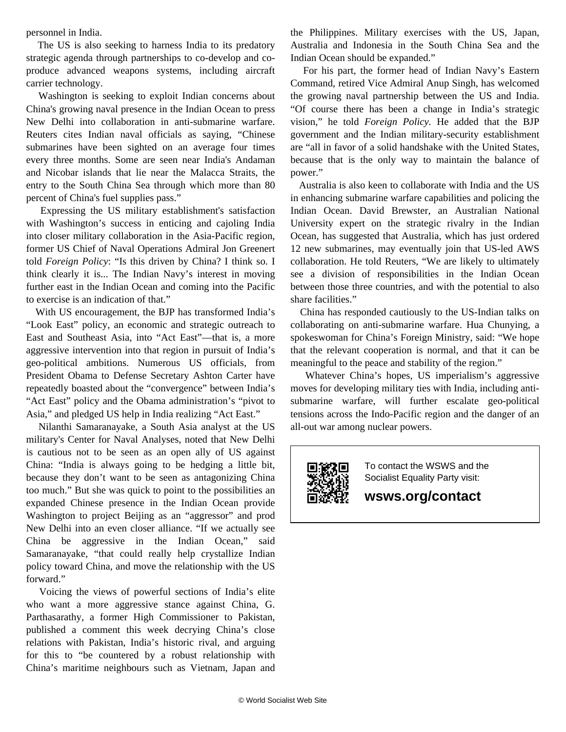personnel in India.

The US is also seeking to harness India to its predatory strategic agenda through partnerships to co-develop and co-produce advanced weapons systems, including aircraft carrier technology.

Washington is seeking to exploit Indian concerns about China's growing naval presence in the Indian Ocean to press New Delhi into collaboration in anti-submarine warfare. Reuters cites Indian naval officials as saying, "Chinese submarines have been sighted on an average four times every three months. Some are seen near India's Andaman and Nicobar islands that lie near the Malacca Straits, the entry to the South China Sea through which more than 80 percent of China's fuel supplies pass."

Expressing the US military establishment's satisfaction with Washington's success in enticing and cajoling India into closer military collaboration in the Asia-Pacific region, former US Chief of Naval Operations Admiral Jon Greenert told *Foreign Policy*: "Is this driven by China? I think so. I think clearly it is... The Indian Navy's interest in moving further east in the Indian Ocean and coming into the Pacific to exercise is an indication of that."

With US encouragement, the BJP has transformed India's "Look East" policy, an economic and strategic outreach to East and Southeast Asia, into "Act East"—that is, a more aggressive intervention into that region in pursuit of India's geo-political ambitions. Numerous US officials, from President Obama to Defense Secretary Ashton Carter have repeatedly boasted about the "convergence" between India's "Act East" policy and the Obama administration's "pivot to Asia," and pledged US help in India realizing "Act East."

Nilanthi Samaranayake, a South Asia analyst at the US military's Center for Naval Analyses, noted that New Delhi is cautious not to be seen as an open ally of US against China: "India is always going to be hedging a little bit, because they don't want to be seen as antagonizing China too much." But she was quick to point to the possibilities an expanded Chinese presence in the Indian Ocean provide Washington to project Beijing as an "aggressor" and prod New Delhi into an even closer alliance. "If we actually see China be aggressive in the Indian Ocean," said Samaranayake, "that could really help crystallize Indian policy toward China, and move the relationship with the US forward."

Voicing the views of powerful sections of India's elite who want a more aggressive stance against China, G. Parthasarathy, a former High Commissioner to Pakistan, published a comment this week decrying China's close relations with Pakistan, India's historic rival, and arguing for this to "be countered by a robust relationship with China's maritime neighbours such as Vietnam, Japan and the Philippines. Military exercises with the US, Japan, Australia and Indonesia in the South China Sea and the Indian Ocean should be expanded."

For his part, the former head of Indian Navy's Eastern Command, retired Vice Admiral Anup Singh, has welcomed the growing naval partnership between the US and India. "Of course there has been a change in India's strategic vision," he told *Foreign Policy*. He added that the BJP government and the Indian military-security establishment are "all in favor of a solid handshake with the United States, because that is the only way to maintain the balance of power."

Australia is also keen to collaborate with India and the US in enhancing submarine warfare capabilities and policing the Indian Ocean. David Brewster, an Australian National University expert on the strategic rivalry in the Indian Ocean, has suggested that Australia, which has just ordered 12 new submarines, may eventually join that US-led AWS collaboration. He told Reuters, "We are likely to ultimately see a division of responsibilities in the Indian Ocean between those three countries, and with the potential to also share facilities."

China has responded cautiously to the US-Indian talks on collaborating on anti-submarine warfare. Hua Chunying, a spokeswoman for China's Foreign Ministry, said: "We hope that the relevant cooperation is normal, and that it can be meaningful to the peace and stability of the region."

Whatever China's hopes, US imperialism's aggressive moves for developing military ties with India, including anti-submarine warfare, will further escalate geo-political tensions across the Indo-Pacific region and the danger of an all-out war among nuclear powers.

To contact the WSWS and the Socialist Equality Party visit:

**wsws.org/contact**